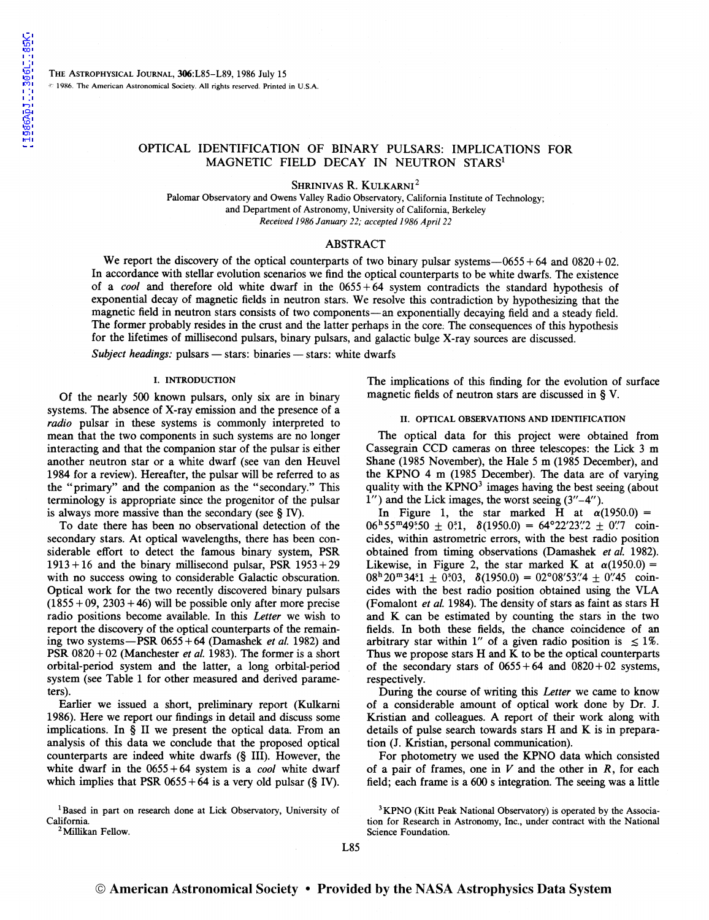# OPTICAL IDENTIFICATION OF BINARY PULSARS: IMPLICATIONS FOR MAGNETIC FIELD DECAY IN NEUTRON STARS[1]

SHRINIVAS R. KULKARNI[2]

Palomar Observatory and Owens Valley Radio Observatory, California Institute of Technology;
and Department of Astronomy, University of California, Berkeley

*Received 1986 January 22; accepted 1986 April 22*

## ABSTRACT

We report the discovery of the optical counterparts of two binary pulsar systems—0655+64 and 0820+02. In accordance with stellar evolution scenarios we find the optical counterparts to be white dwarfs. The existence of a *cool* and therefore old white dwarf in the 0655+64 system contradicts the standard hypothesis of exponential decay of magnetic fields in neutron stars. We resolve this contradiction by hypothesizing that the magnetic field in neutron stars consists of two components—an exponentially decaying field and a steady field. The former probably resides in the crust and the latter perhaps in the core. The consequences of this hypothesis for the lifetimes of millisecond pulsars, binary pulsars, and galactic bulge X-ray sources are discussed.

*Subject headings:* pulsars — stars: binaries — stars: white dwarfs

### I. INTRODUCTION

Of the nearly 500 known pulsars, only six are in binary systems. The absence of X-ray emission and the presence of a *radio* pulsar in these systems is commonly interpreted to mean that the two components in such systems are no longer interacting and that the companion star of the pulsar is either another neutron star or a white dwarf (see van den Heuvel 1984 for a review). Hereafter, the pulsar will be referred to as the "primary" and the companion as the "secondary." This terminology is appropriate since the progenitor of the pulsar is always more massive than the secondary (see § IV).

To date there has been no observational detection of the secondary stars. At optical wavelengths, there has been considerable effort to detect the famous binary system, PSR 1913+16 and the binary millisecond pulsar, PSR 1953+29 with no success owing to considerable Galactic obscuration. Optical work for the two recently discovered binary pulsars (1855+09, 2303+46) will be possible only after more precise radio positions become available. In this *Letter* we wish to report the discovery of the optical counterparts of the remaining two systems—PSR 0655+64 (Damashek *et al.* 1982) and PSR 0820+02 (Manchester *et al.* 1983). The former is a short orbital-period system and the latter, a long orbital-period system (see Table 1 for other measured and derived parameters).

Earlier we issued a short, preliminary report (Kulkarni 1986). Here we report our findings in detail and discuss some implications. In § II we present the optical data. From an analysis of this data we conclude that the proposed optical counterparts are indeed white dwarfs (§ III). However, the white dwarf in the 0655+64 system is a *cool* white dwarf which implies that PSR 0655+64 is a very old pulsar (§ IV). The implications of this finding for the evolution of surface magnetic fields of neutron stars are discussed in § V.

### II. OPTICAL OBSERVATIONS AND IDENTIFICATION

The optical data for this project were obtained from Cassegrain CCD cameras on three telescopes: the Lick 3 m Shane (1985 November), the Hale 5 m (1985 December), and the KPNO 4 m (1985 December). The data are of varying quality with the KPNO[3] images having the best seeing (about 1″) and the Lick images, the worst seeing (3″–4″).

In Figure 1, the star marked H at $\alpha(1950.0) = 06^h55^m49^s.50 \pm 0^s.1$, $\delta(1950.0) = 64°22'23''.2 \pm 0''.7$ coincides, within astrometric errors, with the best radio position obtained from timing observations (Damashek *et al.* 1982). Likewise, in Figure 2, the star marked K at $\alpha(1950.0) = 08^h20^m34^s.1 \pm 0^s.03$, $\delta(1950.0) = 02°08'53''.4 \pm 0''.45$ coincides with the best radio position obtained using the VLA (Fomalont *et al.* 1984). The density of stars as faint as stars H and K can be estimated by counting the stars in the two fields. In both these fields, the chance coincidence of an arbitrary star within 1″ of a given radio position is $\lesssim 1\%$. Thus we propose stars H and K to be the optical counterparts of the secondary stars of 0655+64 and 0820+02 systems, respectively.

During the course of writing this *Letter* we came to know of a considerable amount of optical work done by Dr. J. Kristian and colleagues. A report of their work along with details of pulse search towards stars H and K is in preparation (J. Kristian, personal communication).

For photometry we used the KPNO data which consisted of a pair of frames, one in *V* and the other in *R*, for each field; each frame is a 600 s integration. The seeing was a little

[1] Based in part on research done at Lick Observatory, University of California.

[2] Millikan Fellow.

[3] KPNO (Kitt Peak National Observatory) is operated by the Association for Research in Astronomy, Inc., under contract with the National Science Foundation.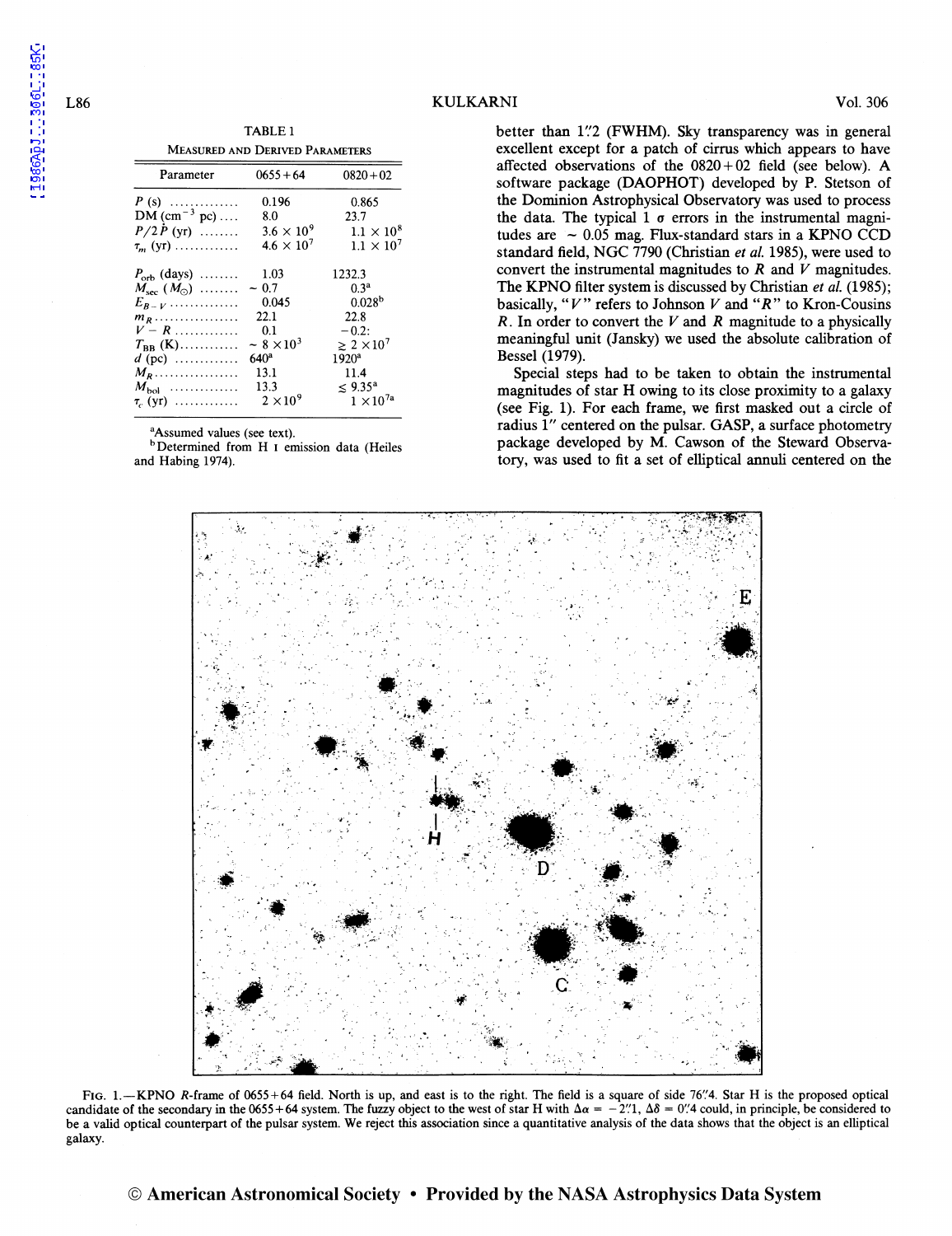TABLE 1

MEASURED AND DERIVED PARAMETERS

| Parameter | 0655+64 | 0820+02 |
|---|---|---|
| $P$ (s) | 0.196 | 0.865 |
| DM (cm$^{-3}$ pc) | 8.0 | 23.7 |
| $P/2\dot{P}$ (yr) | $3.6 \times 10^9$ | $1.1 \times 10^8$ |
| $\tau_m$ (yr) | $4.6 \times 10^7$ | $1.1 \times 10^7$ |
| $P_{orb}$ (days) | 1.03 | 1232.3 |
| $M_{sec}$ ($M_\odot$) | ~ 0.7 | 0.3[a] |
| $E_{B-V}$ | 0.045 | 0.028[b] |
| $m_R$ | 22.1 | 22.8 |
| $V-R$ | 0.1 | −0.2: |
| $T_{BB}$ (K) | $\sim 8 \times 10^3$ | $\gtrsim 2 \times 10^7$ |
| $d$ (pc) | 640[a] | 1920[a] |
| $M_R$ | 13.1 | 11.4 |
| $M_{bol}$ | 13.3 | $\lesssim 9.35$[a] |
| $\tau_c$ (yr) | $2 \times 10^9$ | $1 \times 10^{7}$[a] |

[a]Assumed values (see text).

[b]Determined from H I emission data (Heiles and Habing 1974).

better than 1″.2 (FWHM). Sky transparency was in general excellent except for a patch of cirrus which appears to have affected observations of the 0820+02 field (see below). A software package (DAOPHOT) developed by P. Stetson of the Dominion Astrophysical Observatory was used to process the data. The typical 1 $\sigma$ errors in the instrumental magnitudes are ~ 0.05 mag. Flux-standard stars in a KPNO CCD standard field, NGC 7790 (Christian *et al.* 1985), were used to convert the instrumental magnitudes to $R$ and $V$ magnitudes. The KPNO filter system is discussed by Christian *et al.* (1985); basically, "$V$" refers to Johnson $V$ and "$R$" to Kron-Cousins $R$. In order to convert the $V$ and $R$ magnitude to a physically meaningful unit (Jansky) we used the absolute calibration of Bessel (1979).

Special steps had to be taken to obtain the instrumental magnitudes of star H owing to its close proximity to a galaxy (see Fig. 1). For each frame, we first masked out a circle of radius 1″ centered on the pulsar. GASP, a surface photometry package developed by M. Cawson of the Steward Observatory, was used to fit a set of elliptical annuli centered on the

FIG. 1.—KPNO $R$-frame of 0655+64 field. North is up, and east is to the right. The field is a square of side 76″.4. Star H is the proposed optical candidate of the secondary in the 0655+64 system. The fuzzy object to the west of star H with $\Delta\alpha = -2''.1$, $\Delta\delta = 0''.4$ could, in principle, be considered to be a valid optical counterpart of the pulsar system. We reject this association since a quantitative analysis of the data shows that the object is an elliptical galaxy.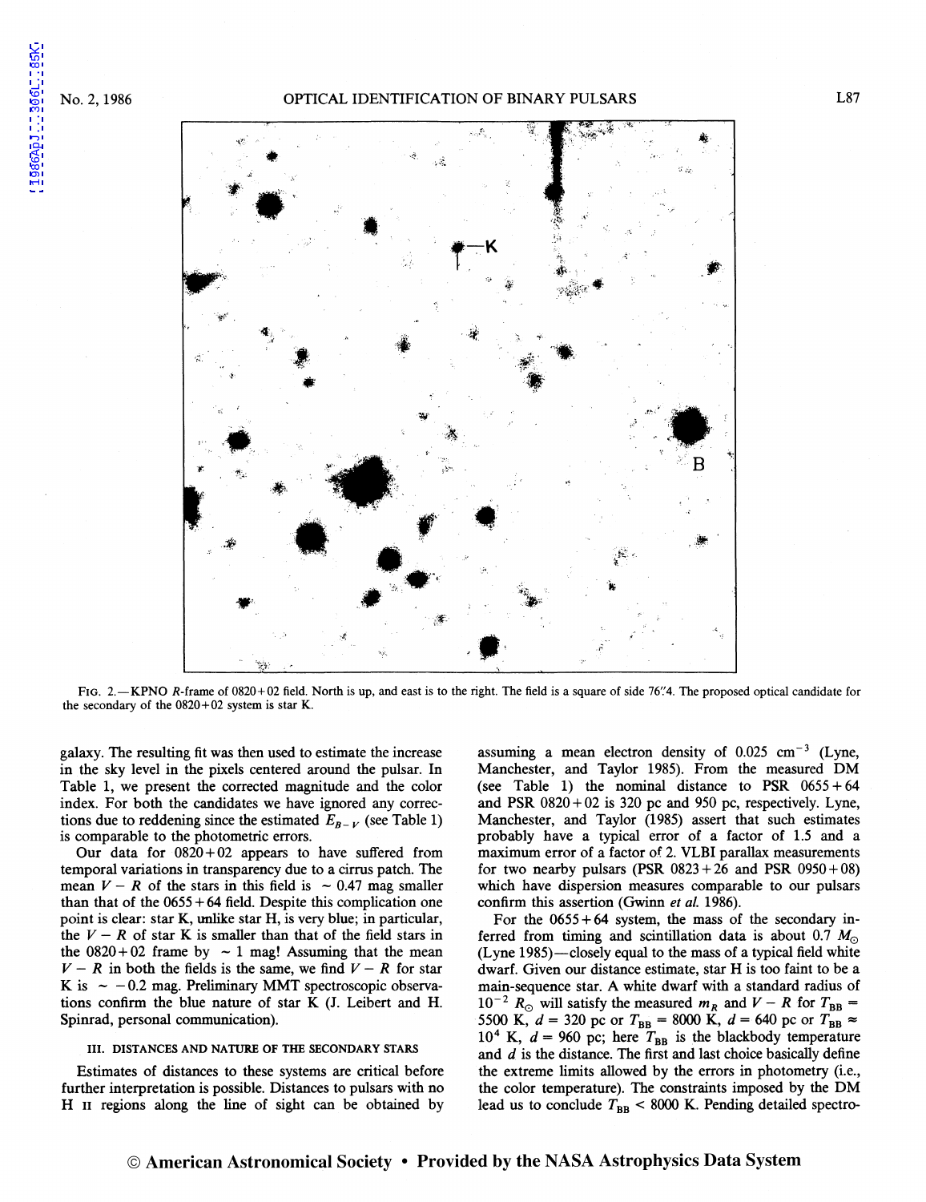FIG. 2.—KPNO *R*-frame of 0820+02 field. North is up, and east is to the right. The field is a square of side 76″.4. The proposed optical candidate for the secondary of the 0820+02 system is star K.

galaxy. The resulting fit was then used to estimate the increase in the sky level in the pixels centered around the pulsar. In Table 1, we present the corrected magnitude and the color index. For both the candidates we have ignored any corrections due to reddening since the estimated $E_{B-V}$ (see Table 1) is comparable to the photometric errors.

Our data for 0820+02 appears to have suffered from temporal variations in transparency due to a cirrus patch. The mean $V-R$ of the stars in this field is $\sim 0.47$ mag smaller than that of the 0655+64 field. Despite this complication one point is clear: star K, unlike star H, is very blue; in particular, the $V-R$ of star K is smaller than that of the field stars in the 0820+02 frame by $\sim 1$ mag! Assuming that the mean $V-R$ in both the fields is the same, we find $V-R$ for star K is $\sim -0.2$ mag. Preliminary MMT spectroscopic observations confirm the blue nature of star K (J. Leibert and H. Spinrad, personal communication).

### III. DISTANCES AND NATURE OF THE SECONDARY STARS

Estimates of distances to these systems are critical before further interpretation is possible. Distances to pulsars with no H II regions along the line of sight can be obtained by assuming a mean electron density of 0.025 cm$^{-3}$ (Lyne, Manchester, and Taylor 1985). From the measured DM (see Table 1) the nominal distance to PSR 0655+64 and PSR 0820+02 is 320 pc and 950 pc, respectively. Lyne, Manchester, and Taylor (1985) assert that such estimates probably have a typical error of a factor of 1.5 and a maximum error of a factor of 2. VLBI parallax measurements for two nearby pulsars (PSR 0823+26 and PSR 0950+08) which have dispersion measures comparable to our pulsars confirm this assertion (Gwinn *et al.* 1986).

For the 0655+64 system, the mass of the secondary inferred from timing and scintillation data is about 0.7 $M_\odot$ (Lyne 1985)—closely equal to the mass of a typical field white dwarf. Given our distance estimate, star H is too faint to be a main-sequence star. A white dwarf with a standard radius of $10^{-2}$ $R_\odot$ will satisfy the measured $m_R$ and $V-R$ for $T_{BB} = 5500$ K, $d = 320$ pc or $T_{BB} = 8000$ K, $d = 640$ pc or $T_{BB} \approx 10^4$ K, $d = 960$ pc; here $T_{BB}$ is the blackbody temperature and $d$ is the distance. The first and last choice basically define the extreme limits allowed by the errors in photometry (i.e., the color temperature). The constraints imposed by the DM lead us to conclude $T_{BB} < 8000$ K. Pending detailed spectro-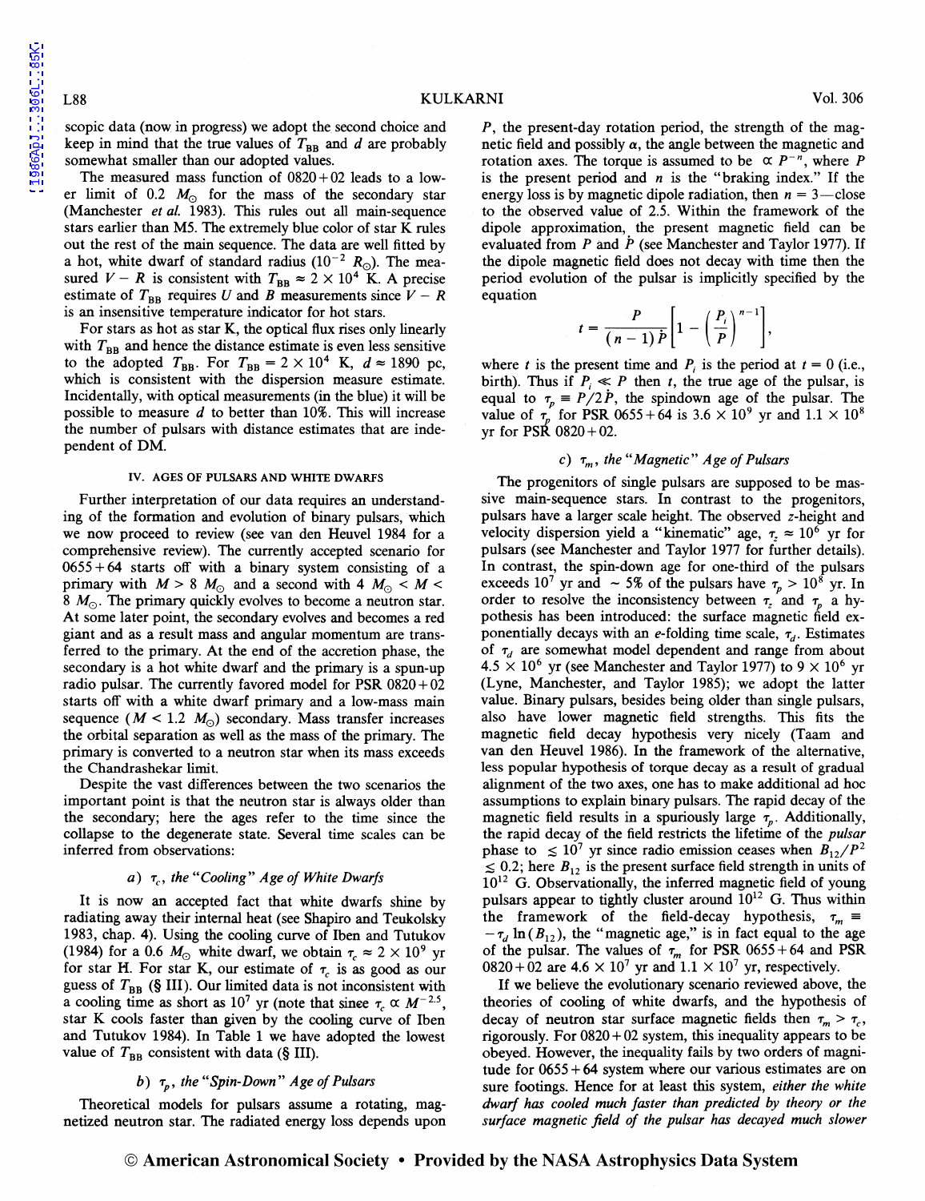scopic data (now in progress) we adopt the second choice and keep in mind that the true values of $T_{BB}$ and $d$ are probably somewhat smaller than our adopted values.

The measured mass function of 0820+02 leads to a lower limit of 0.2 $M_\odot$ for the mass of the secondary star (Manchester *et al.* 1983). This rules out all main-sequence stars earlier than M5. The extremely blue color of star K rules out the rest of the main sequence. The data are well fitted by a hot, white dwarf of standard radius ($10^{-2}$ $R_\odot$). The measured $V - R$ is consistent with $T_{BB} \approx 2 \times 10^4$ K. A precise estimate of $T_{BB}$ requires $U$ and $B$ measurements since $V - R$ is an insensitive temperature indicator for hot stars.

For stars as hot as star K, the optical flux rises only linearly with $T_{BB}$ and hence the distance estimate is even less sensitive to the adopted $T_{BB}$. For $T_{BB} = 2 \times 10^4$ K, $d \approx 1890$ pc, which is consistent with the dispersion measure estimate. Incidentally, with optical measurements (in the blue) it will be possible to measure $d$ to better than 10%. This will increase the number of pulsars with distance estimates that are independent of DM.

## IV. AGES OF PULSARS AND WHITE DWARFS

Further interpretation of our data requires an understanding of the formation and evolution of binary pulsars, which we now proceed to review (see van den Heuvel 1984 for a comprehensive review). The currently accepted scenario for 0655+64 starts off with a binary system consisting of a primary with $M > 8$ $M_\odot$ and a second with 4 $M_\odot < M <$ 8 $M_\odot$. The primary quickly evolves to become a neutron star. At some later point, the secondary evolves and becomes a red giant and as a result mass and angular momentum are transferred to the primary. At the end of the accretion phase, the secondary is a hot white dwarf and the primary is a spun-up radio pulsar. The currently favored model for PSR 0820+02 starts off with a white dwarf primary and a low-mass main sequence ($M < 1.2$ $M_\odot$) secondary. Mass transfer increases the orbital separation as well as the mass of the primary. The primary is converted to a neutron star when its mass exceeds the Chandrashekar limit.

Despite the vast differences between the two scenarios the important point is that the neutron star is always older than the secondary; here the ages refer to the time since the collapse to the degenerate state. Several time scales can be inferred from observations:

### *a*) $\tau_c$, the "*Cooling*" *Age of White Dwarfs*

It is now an accepted fact that white dwarfs shine by radiating away their internal heat (see Shapiro and Teukolsky 1983, chap. 4). Using the cooling curve of Iben and Tutukov (1984) for a 0.6 $M_\odot$ white dwarf, we obtain $\tau_c \approx 2 \times 10^9$ yr for star H. For star K, our estimate of $\tau_c$ is as good as our guess of $T_{BB}$ (§ III). Our limited data is not inconsistent with a cooling time as short as $10^7$ yr (note that since $\tau_c \propto M^{-2.5}$, star K cools faster than given by the cooling curve of Iben and Tutukov 1984). In Table 1 we have adopted the lowest value of $T_{BB}$ consistent with data (§ III).

### *b*) $\tau_p$, *the* "*Spin-Down*" *Age of Pulsars*

Theoretical models for pulsars assume a rotating, magnetized neutron star. The radiated energy loss depends upon $P$, the present-day rotation period, the strength of the magnetic field and possibly $\alpha$, the angle between the magnetic and rotation axes. The torque is assumed to be $\propto P^{-n}$, where $P$ is the present period and $n$ is the "braking index." If the energy loss is by magnetic dipole radiation, then $n = 3$—close to the observed value of 2.5. Within the framework of the dipole approximation, the present magnetic field can be evaluated from $P$ and $\dot{P}$ (see Manchester and Taylor 1977). If the dipole magnetic field does not decay with time then the period evolution of the pulsar is implicitly specified by the equation

$$t = \frac{P}{(n-1)\dot{P}}\left[1 - \left(\frac{P_i}{P}\right)^{n-1}\right],$$

where $t$ is the present time and $P_i$ is the period at $t = 0$ (i.e., birth). Thus if $P_i \ll P$ then $t$, the true age of the pulsar, is equal to $\tau_p \equiv P/2\dot{P}$, the spindown age of the pulsar. The value of $\tau_p$ for PSR 0655+64 is $3.6 \times 10^9$ yr and $1.1 \times 10^8$ yr for PSR 0820+02.

### *c*) $\tau_m$, *the* "*Magnetic*" *Age of Pulsars*

The progenitors of single pulsars are supposed to be massive main-sequence stars. In contrast to the progenitors, pulsars have a larger scale height. The observed $z$-height and velocity dispersion yield a "kinematic" age, $\tau_z \approx 10^6$ yr for pulsars (see Manchester and Taylor 1977 for further details). In contrast, the spin-down age for one-third of the pulsars exceeds $10^7$ yr and ~5% of the pulsars have $\tau_p > 10^8$ yr. In order to resolve the inconsistency between $\tau_z$ and $\tau_p$ a hypothesis has been introduced: the surface magnetic field exponentially decays with an $e$-folding time scale, $\tau_d$. Estimates of $\tau_d$ are somewhat model dependent and range from about $4.5 \times 10^6$ yr (see Manchester and Taylor 1977) to $9 \times 10^6$ yr (Lyne, Manchester, and Taylor 1985); we adopt the latter value. Binary pulsars, besides being older than single pulsars, also have lower magnetic field strengths. This fits the magnetic field decay hypothesis very nicely (Taam and van den Heuvel 1986). In the framework of the alternative, less popular hypothesis of torque decay as a result of gradual alignment of the two axes, one has to make additional ad hoc assumptions to explain binary pulsars. The rapid decay of the magnetic field results in a spuriously large $\tau_p$. Additionally, the rapid decay of the field restricts the lifetime of the *pulsar* phase to $\lesssim 10^7$ yr since radio emission ceases when $B_{12}/P^2 \lesssim 0.2$; here $B_{12}$ is the present surface field strength in units of $10^{12}$ G. Observationally, the inferred magnetic field of young pulsars appear to tightly cluster around $10^{12}$ G. Thus within the framework of the field-decay hypothesis, $\tau_m \equiv -\tau_d \ln(B_{12})$, the "magnetic age," is in fact equal to the age of the pulsar. The values of $\tau_m$ for PSR 0655+64 and PSR 0820+02 are $4.6 \times 10^7$ yr and $1.1 \times 10^7$ yr, respectively.

If we believe the evolutionary scenario reviewed above, the theories of cooling of white dwarfs, and the hypothesis of decay of neutron star surface magnetic fields then $\tau_m > \tau_c$, rigorously. For 0820+02 system, this inequality appears to be obeyed. However, the inequality fails by two orders of magnitude for 0655+64 system where our various estimates are on sure footings. Hence for at least this system, *either the white dwarf has cooled much faster than predicted by theory or the surface magnetic field of the pulsar has decayed much slower*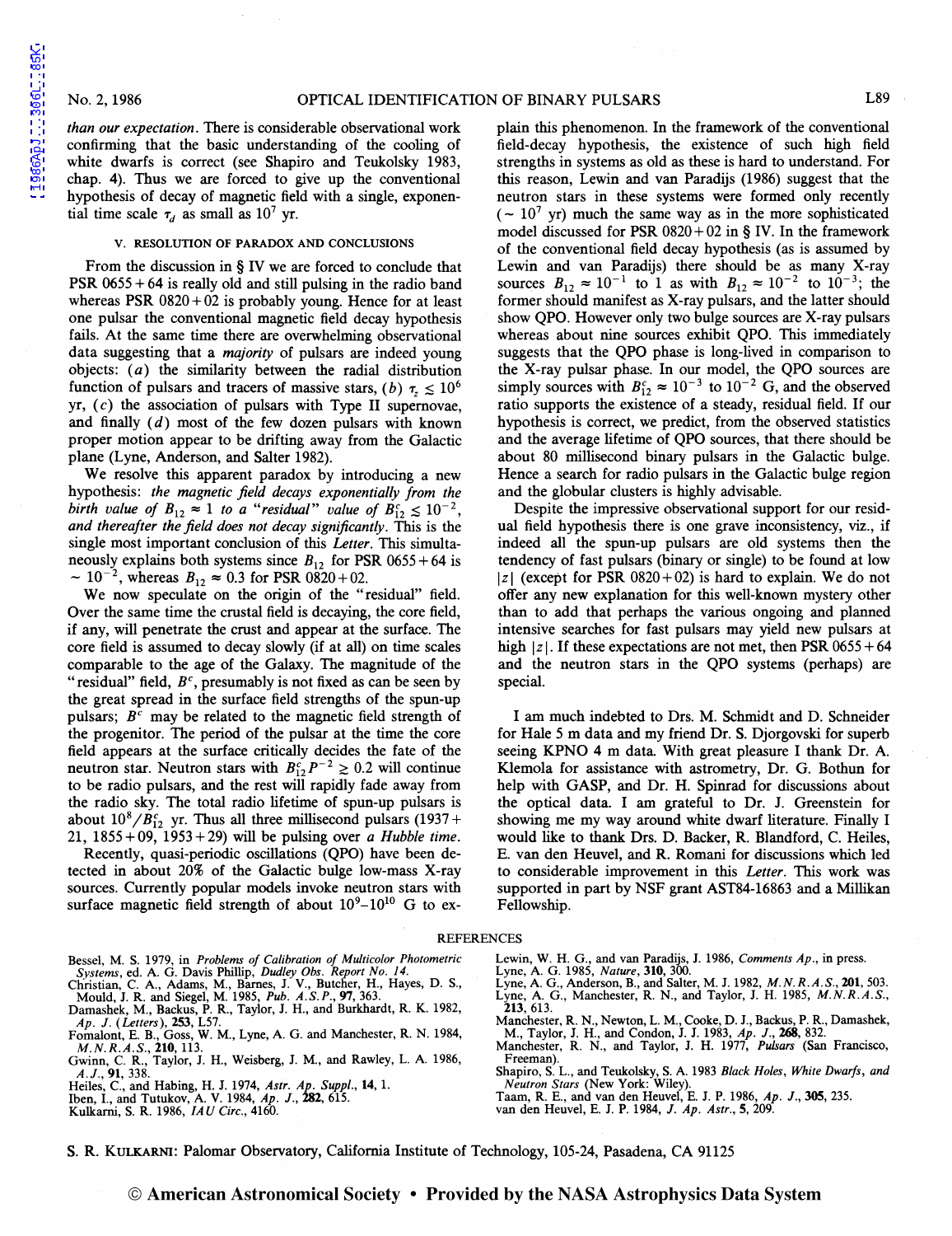*than our expectation*. There is considerable observational work confirming that the basic understanding of the cooling of white dwarfs is correct (see Shapiro and Teukolsky 1983, chap. 4). Thus we are forced to give up the conventional hypothesis of decay of magnetic field with a single, exponential time scale $\tau_d$ as small as $10^7$ yr.

## V. RESOLUTION OF PARADOX AND CONCLUSIONS

From the discussion in § IV we are forced to conclude that PSR 0655 + 64 is really old and still pulsing in the radio band whereas PSR 0820 + 02 is probably young. Hence for at least one pulsar the conventional magnetic field decay hypothesis fails. At the same time there are overwhelming observational data suggesting that a *majority* of pulsars are indeed young objects: (*a*) the similarity between the radial distribution function of pulsars and tracers of massive stars, (*b*) $\tau_z \lesssim 10^6$ yr, (*c*) the association of pulsars with Type II supernovae, and finally (*d*) most of the few dozen pulsars with known proper motion appear to be drifting away from the Galactic plane (Lyne, Anderson, and Salter 1982).

We resolve this apparent paradox by introducing a new hypothesis: *the magnetic field decays exponentially from the birth value of* $B_{12} \approx 1$ *to a "residual" value of* $B_{12}^c \lesssim 10^{-2}$, *and thereafter the field does not decay significantly*. This is the single most important conclusion of this *Letter*. This simultaneously explains both systems since $B_{12}$ for PSR 0655 + 64 is $\sim 10^{-2}$, whereas $B_{12} \approx 0.3$ for PSR 0820 + 02.

We now speculate on the origin of the "residual" field. Over the same time the crustal field is decaying, the core field, if any, will penetrate the crust and appear at the surface. The core field is assumed to decay slowly (if at all) on time scales comparable to the age of the Galaxy. The magnitude of the "residual" field, $B^c$, presumably is not fixed as can be seen by the great spread in the surface field strengths of the spun-up pulsars; $B^c$ may be related to the magnetic field strength of the progenitor. The period of the pulsar at the time the core field appears at the surface critically decides the fate of the neutron star. Neutron stars with $B_{12}^c P^{-2} \gtrsim 0.2$ will continue to be radio pulsars, and the rest will rapidly fade away from the radio sky. The total radio lifetime of spun-up pulsars is about $10^8/B_{12}^c$ yr. Thus all three millisecond pulsars (1937 + 21, 1855 + 09, 1953 + 29) will be pulsing over *a Hubble time*.

Recently, quasi-periodic oscillations (QPO) have been detected in about 20% of the Galactic bulge low-mass X-ray sources. Currently popular models invoke neutron stars with surface magnetic field strength of about $10^9$–$10^{10}$ G to explain this phenomenon. In the framework of the conventional field-decay hypothesis, the existence of such high field strengths in systems as old as these is hard to understand. For this reason, Lewin and van Paradijs (1986) suggest that the neutron stars in these systems were formed only recently ($\sim 10^7$ yr) much the same way as in the more sophisticated model discussed for PSR 0820 + 02 in § IV. In the framework of the conventional field decay hypothesis (as is assumed by Lewin and van Paradijs) there should be as many X-ray sources $B_{12} \approx 10^{-1}$ to 1 as with $B_{12} \approx 10^{-2}$ to $10^{-3}$; the former should manifest as X-ray pulsars, and the latter should show QPO. However only two bulge sources are X-ray pulsars whereas about nine sources exhibit QPO. This immediately suggests that the QPO phase is long-lived in comparison to the X-ray pulsar phase. In our model, the QPO sources are simply sources with $B_{12}^c \approx 10^{-3}$ to $10^{-2}$ G, and the observed ratio supports the existence of a steady, residual field. If our hypothesis is correct, we predict, from the observed statistics and the average lifetime of QPO sources, that there should be about 80 millisecond binary pulsars in the Galactic bulge. Hence a search for radio pulsars in the Galactic bulge region and the globular clusters is highly advisable.

Despite the impressive observational support for our residual field hypothesis there is one grave inconsistency, viz., if indeed all the spun-up pulsars are old systems then the tendency of fast pulsars (binary or single) to be found at low $|z|$ (except for PSR 0820 + 02) is hard to explain. We do not offer any new explanation for this well-known mystery other than to add that perhaps the various ongoing and planned intensive searches for fast pulsars may yield new pulsars at high $|z|$. If these expectations are not met, then PSR 0655 + 64 and the neutron stars in the QPO systems (perhaps) are special.

I am much indebted to Drs. M. Schmidt and D. Schneider for Hale 5 m data and my friend Dr. S. Djorgovski for superb seeing KPNO 4 m data. With great pleasure I thank Dr. A. Klemola for assistance with astrometry, Dr. G. Bothun for help with GASP, and Dr. H. Spinrad for discussions about the optical data. I am grateful to Dr. J. Greenstein for showing me my way around white dwarf literature. Finally I would like to thank Drs. D. Backer, R. Blandford, C. Heiles, E. van den Heuvel, and R. Romani for discussions which led to considerable improvement in this *Letter*. This work was supported in part by NSF grant AST84-16863 and a Millikan Fellowship.

## REFERENCES

Bessel, M. S. 1979, in *Problems of Calibration of Multicolor Photometric Systems*, ed. A. G. Davis Phillip, *Dudley Obs. Report No. 14*.
Christian, C. A., Adams, M., Barnes, J. V., Butcher, H., Hayes, D. S., Mould, J. R. and Siegel, M. 1985, *Pub. A.S.P.*, **97**, 363.
Damashek, M., Backus, P. R., Taylor, J. H., and Burkhardt, R. K. 1982, *Ap. J. (Letters)*, **253**, L57.
Fomalont, E. B., Goss, W. M., Lyne, A. G. and Manchester, R. N. 1984, *M.N.R.A.S.*, **210**, 113.
Gwinn, C. R., Taylor, J. H., Weisberg, J. M., and Rawley, L. A. 1986, *A.J.*, **91**, 338.
Heiles, C., and Habing, H. J. 1974, *Astr. Ap. Suppl.*, **14**, 1.
Iben, I., and Tutukov, A. V. 1984, *Ap. J.*, **282**, 615.
Kulkarni, S. R. 1986, *IAU Circ.*, 4160.
Lewin, W. H. G., and van Paradijs, J. 1986, *Comments Ap.*, in press.
Lyne, A. G. 1985, *Nature*, **310**, 300.
Lyne, A. G., Anderson, B., and Salter, M. J. 1982, *M.N.R.A.S.*, **201**, 503.
Lyne, A. G., Manchester, R. N., and Taylor, J. H. 1985, *M.N.R.A.S.*, **213**, 613.
Manchester, R. N., Newton, L. M., Cooke, D. J., Backus, P. R., Damashek, M., Taylor, J. H., and Condon, J. J. 1983, *Ap. J.*, **268**, 832.
Manchester, R. N., and Taylor, J. H. 1977, *Pulsars* (San Francisco, Freeman).
Shapiro, S. L., and Teukolsky, S. A. 1983 *Black Holes, White Dwarfs, and Neutron Stars* (New York: Wiley).
Taam, R. E., and van den Heuvel, E. J. P. 1986, *Ap. J.*, **305**, 235.
van den Heuvel, E. J. P. 1984, *J. Ap. Astr.*, **5**, 209.

S. R. KULKARNI: Palomar Observatory, California Institute of Technology, 105-24, Pasadena, CA 91125